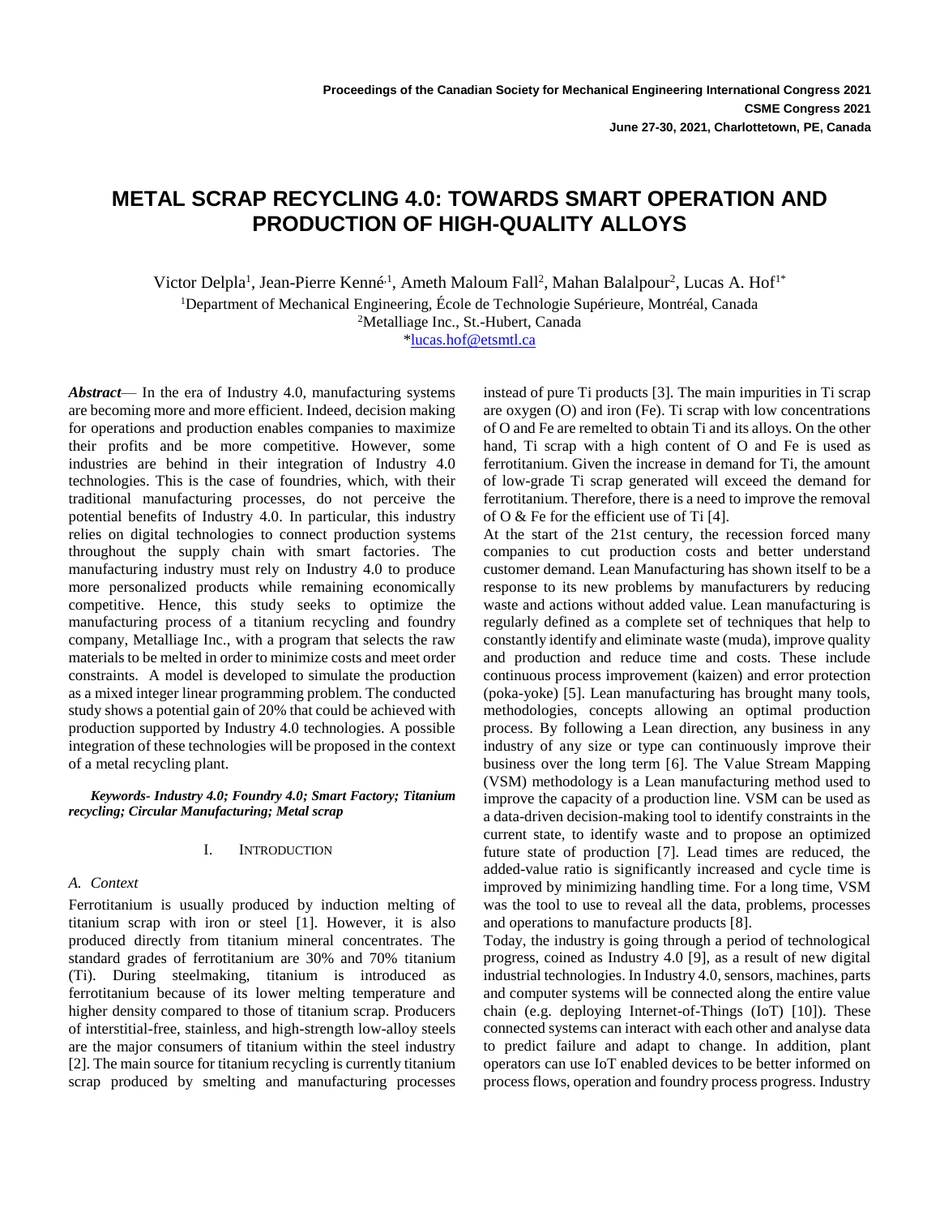Proceedings of the Canadian Society for Mechanical Engineering International Congress 2021
CSME Congress 2021
June 27-30, 2021, Charlottetown, PE, Canada

# METAL SCRAP RECYCLING 4.0: TOWARDS SMART OPERATION AND PRODUCTION OF HIGH-QUALITY ALLOYS

Victor Delpla[1], Jean-Pierre Kenné[1], Ameth Maloum Fall[2], Mahan Balalpour[2], Lucas A. Hof[1*]

[1]Department of Mechanical Engineering, École de Technologie Supérieure, Montréal, Canada
[2]Metalliage Inc., St.-Hubert, Canada
*lucas.hof@etsmtl.ca

***Abstract***— In the era of Industry 4.0, manufacturing systems are becoming more and more efficient. Indeed, decision making for operations and production enables companies to maximize their profits and be more competitive. However, some industries are behind in their integration of Industry 4.0 technologies. This is the case of foundries, which, with their traditional manufacturing processes, do not perceive the potential benefits of Industry 4.0. In particular, this industry relies on digital technologies to connect production systems throughout the supply chain with smart factories. The manufacturing industry must rely on Industry 4.0 to produce more personalized products while remaining economically competitive. Hence, this study seeks to optimize the manufacturing process of a titanium recycling and foundry company, Metalliage Inc., with a program that selects the raw materials to be melted in order to minimize costs and meet order constraints. A model is developed to simulate the production as a mixed integer linear programming problem. The conducted study shows a potential gain of 20% that could be achieved with production supported by Industry 4.0 technologies. A possible integration of these technologies will be proposed in the context of a metal recycling plant.

***Keywords- Industry 4.0; Foundry 4.0; Smart Factory; Titanium recycling; Circular Manufacturing; Metal scrap***

## I. INTRODUCTION

### A. Context

Ferrotitanium is usually produced by induction melting of titanium scrap with iron or steel [1]. However, it is also produced directly from titanium mineral concentrates. The standard grades of ferrotitanium are 30% and 70% titanium (Ti). During steelmaking, titanium is introduced as ferrotitanium because of its lower melting temperature and higher density compared to those of titanium scrap. Producers of interstitial-free, stainless, and high-strength low-alloy steels are the major consumers of titanium within the steel industry [2]. The main source for titanium recycling is currently titanium scrap produced by smelting and manufacturing processes instead of pure Ti products [3]. The main impurities in Ti scrap are oxygen (O) and iron (Fe). Ti scrap with low concentrations of O and Fe are remelted to obtain Ti and its alloys. On the other hand, Ti scrap with a high content of O and Fe is used as ferrotitanium. Given the increase in demand for Ti, the amount of low-grade Ti scrap generated will exceed the demand for ferrotitanium. Therefore, there is a need to improve the removal of O & Fe for the efficient use of Ti [4].

At the start of the 21st century, the recession forced many companies to cut production costs and better understand customer demand. Lean Manufacturing has shown itself to be a response to its new problems by manufacturers by reducing waste and actions without added value. Lean manufacturing is regularly defined as a complete set of techniques that help to constantly identify and eliminate waste (muda), improve quality and production and reduce time and costs. These include continuous process improvement (kaizen) and error protection (poka-yoke) [5]. Lean manufacturing has brought many tools, methodologies, concepts allowing an optimal production process. By following a Lean direction, any business in any industry of any size or type can continuously improve their business over the long term [6]. The Value Stream Mapping (VSM) methodology is a Lean manufacturing method used to improve the capacity of a production line. VSM can be used as a data-driven decision-making tool to identify constraints in the current state, to identify waste and to propose an optimized future state of production [7]. Lead times are reduced, the added-value ratio is significantly increased and cycle time is improved by minimizing handling time. For a long time, VSM was the tool to use to reveal all the data, problems, processes and operations to manufacture products [8].

Today, the industry is going through a period of technological progress, coined as Industry 4.0 [9], as a result of new digital industrial technologies. In Industry 4.0, sensors, machines, parts and computer systems will be connected along the entire value chain (e.g. deploying Internet-of-Things (IoT) [10]). These connected systems can interact with each other and analyse data to predict failure and adapt to change. In addition, plant operators can use IoT enabled devices to be better informed on process flows, operation and foundry process progress. Industry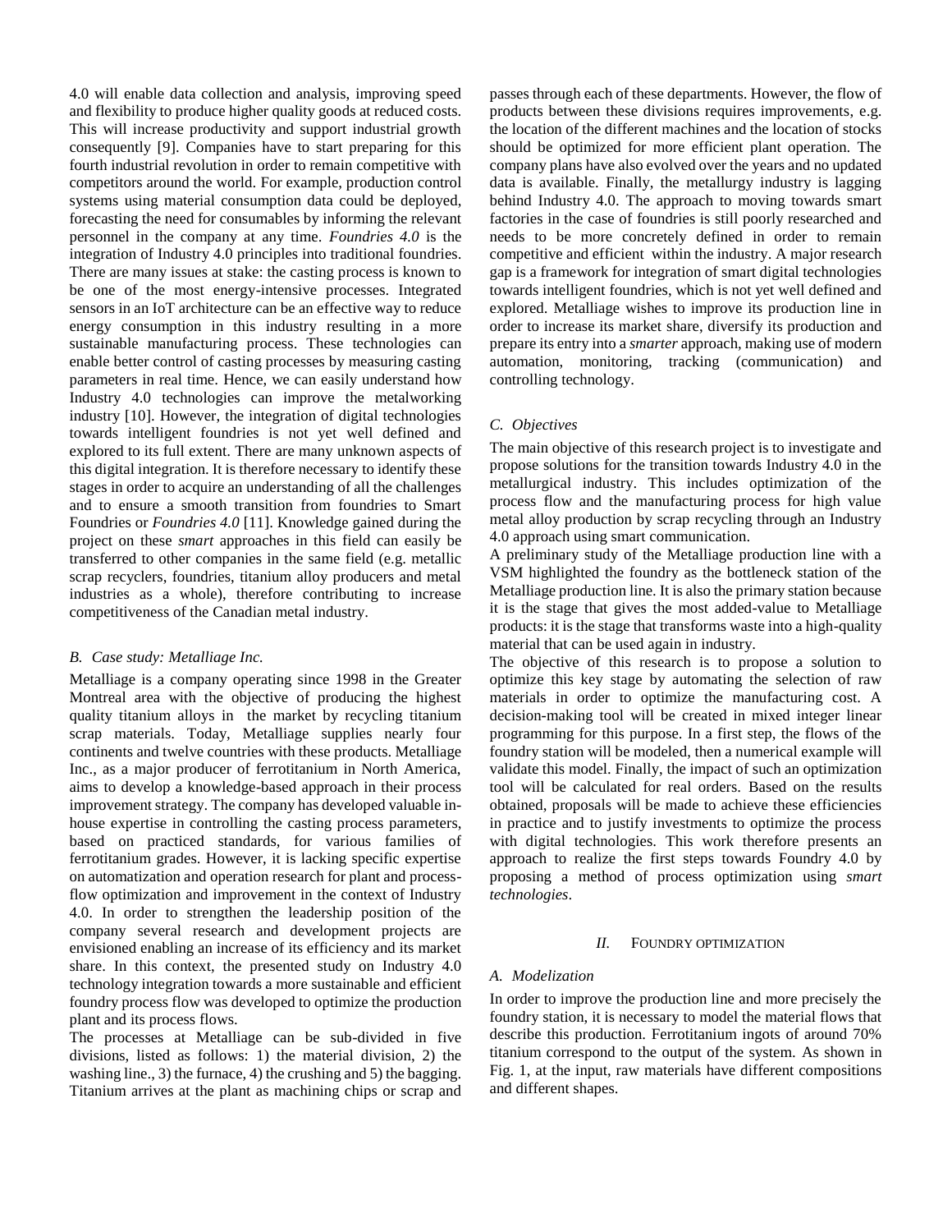4.0 will enable data collection and analysis, improving speed and flexibility to produce higher quality goods at reduced costs. This will increase productivity and support industrial growth consequently [9]. Companies have to start preparing for this fourth industrial revolution in order to remain competitive with competitors around the world. For example, production control systems using material consumption data could be deployed, forecasting the need for consumables by informing the relevant personnel in the company at any time. *Foundries 4.0* is the integration of Industry 4.0 principles into traditional foundries. There are many issues at stake: the casting process is known to be one of the most energy-intensive processes. Integrated sensors in an IoT architecture can be an effective way to reduce energy consumption in this industry resulting in a more sustainable manufacturing process. These technologies can enable better control of casting processes by measuring casting parameters in real time. Hence, we can easily understand how Industry 4.0 technologies can improve the metalworking industry [10]. However, the integration of digital technologies towards intelligent foundries is not yet well defined and explored to its full extent. There are many unknown aspects of this digital integration. It is therefore necessary to identify these stages in order to acquire an understanding of all the challenges and to ensure a smooth transition from foundries to Smart Foundries or *Foundries 4.0* [11]. Knowledge gained during the project on these *smart* approaches in this field can easily be transferred to other companies in the same field (e.g. metallic scrap recyclers, foundries, titanium alloy producers and metal industries as a whole), therefore contributing to increase competitiveness of the Canadian metal industry.

### *B. Case study: Metalliage Inc.*

Metalliage is a company operating since 1998 in the Greater Montreal area with the objective of producing the highest quality titanium alloys in the market by recycling titanium scrap materials. Today, Metalliage supplies nearly four continents and twelve countries with these products. Metalliage Inc., as a major producer of ferrotitanium in North America, aims to develop a knowledge-based approach in their process improvement strategy. The company has developed valuable in-house expertise in controlling the casting process parameters, based on practiced standards, for various families of ferrotitanium grades. However, it is lacking specific expertise on automatization and operation research for plant and process-flow optimization and improvement in the context of Industry 4.0. In order to strengthen the leadership position of the company several research and development projects are envisioned enabling an increase of its efficiency and its market share. In this context, the presented study on Industry 4.0 technology integration towards a more sustainable and efficient foundry process flow was developed to optimize the production plant and its process flows.

The processes at Metalliage can be sub-divided in five divisions, listed as follows: 1) the material division, 2) the washing line., 3) the furnace, 4) the crushing and 5) the bagging. Titanium arrives at the plant as machining chips or scrap and passes through each of these departments. However, the flow of products between these divisions requires improvements, e.g. the location of the different machines and the location of stocks should be optimized for more efficient plant operation. The company plans have also evolved over the years and no updated data is available. Finally, the metallurgy industry is lagging behind Industry 4.0. The approach to moving towards smart factories in the case of foundries is still poorly researched and needs to be more concretely defined in order to remain competitive and efficient within the industry. A major research gap is a framework for integration of smart digital technologies towards intelligent foundries, which is not yet well defined and explored. Metalliage wishes to improve its production line in order to increase its market share, diversify its production and prepare its entry into a *smarter* approach, making use of modern automation, monitoring, tracking (communication) and controlling technology.

### *C. Objectives*

The main objective of this research project is to investigate and propose solutions for the transition towards Industry 4.0 in the metallurgical industry. This includes optimization of the process flow and the manufacturing process for high value metal alloy production by scrap recycling through an Industry 4.0 approach using smart communication.

A preliminary study of the Metalliage production line with a VSM highlighted the foundry as the bottleneck station of the Metalliage production line. It is also the primary station because it is the stage that gives the most added-value to Metalliage products: it is the stage that transforms waste into a high-quality material that can be used again in industry.

The objective of this research is to propose a solution to optimize this key stage by automating the selection of raw materials in order to optimize the manufacturing cost. A decision-making tool will be created in mixed integer linear programming for this purpose. In a first step, the flows of the foundry station will be modeled, then a numerical example will validate this model. Finally, the impact of such an optimization tool will be calculated for real orders. Based on the results obtained, proposals will be made to achieve these efficiencies in practice and to justify investments to optimize the process with digital technologies. This work therefore presents an approach to realize the first steps towards Foundry 4.0 by proposing a method of process optimization using *smart technologies*.

## II. FOUNDRY OPTIMIZATION

### *A. Modelization*

In order to improve the production line and more precisely the foundry station, it is necessary to model the material flows that describe this production. Ferrotitanium ingots of around 70% titanium correspond to the output of the system. As shown in Fig. 1, at the input, raw materials have different compositions and different shapes.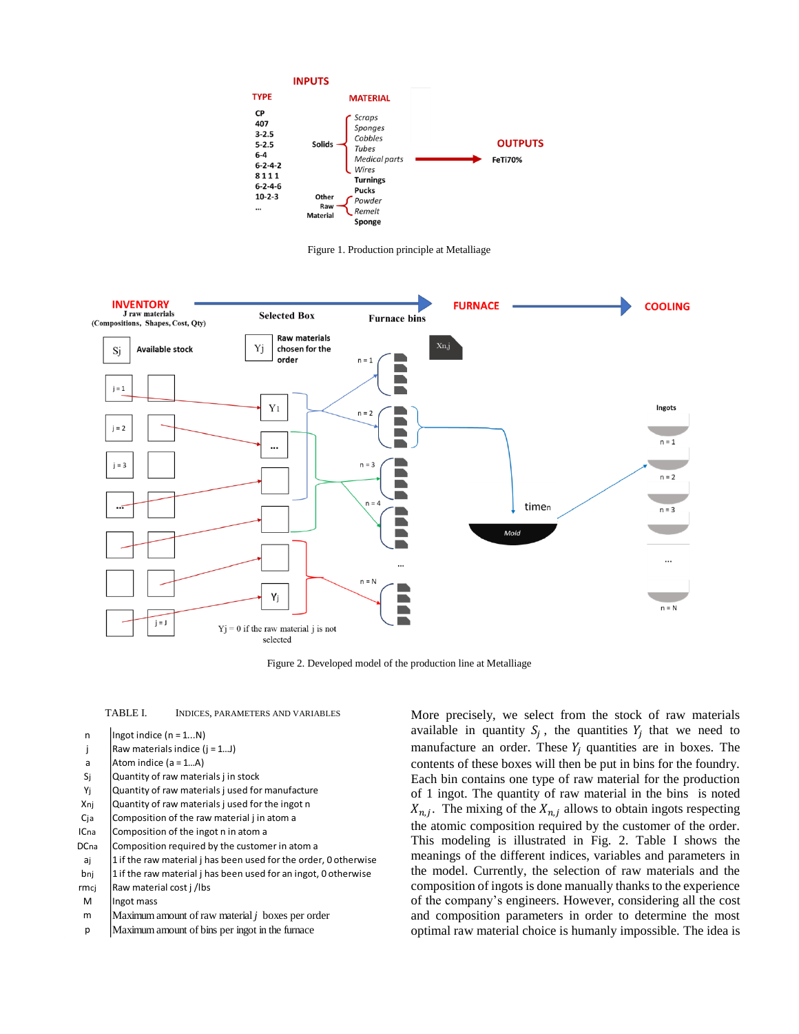Figure 1. Production principle at Metalliage

Figure 2. Developed model of the production line at Metalliage

TABLE I. INDICES, PARAMETERS AND VARIABLES

| Symbol | Meaning |
|---|---|
| n | Ingot indice (n = 1...N) |
| j | Raw materials indice (j = 1...J) |
| a | Atom indice (a = 1...A) |
| Sj | Quantity of raw materials j in stock |
| Yj | Quantity of raw materials j used for manufacture |
| Xnj | Quantity of raw materials j used for the ingot n |
| Cja | Composition of the raw material j in atom a |
| ICna | Composition of the ingot n in atom a |
| DCna | Composition required by the customer in atom a |
| aj | 1 if the raw material j has been used for the order, 0 otherwise |
| bnj | 1 if the raw material j has been used for an ingot, 0 otherwise |
| rmcj | Raw material cost j /lbs |
| M | Ingot mass |
| m | Maximum amount of raw material *j* boxes per order |
| p | Maximum amount of bins per ingot in the furnace |

More precisely, we select from the stock of raw materials available in quantity $S_j$, the quantities $Y_j$ that we need to manufacture an order. These $Y_j$ quantities are in boxes. The contents of these boxes will then be put in bins for the foundry. Each bin contains one type of raw material for the production of 1 ingot. The quantity of raw material in the bins is noted $X_{n,j}$. The mixing of the $X_{n,j}$ allows to obtain ingots respecting the atomic composition required by the customer of the order. This modeling is illustrated in Fig. 2. Table I shows the meanings of the different indices, variables and parameters in the model. Currently, the selection of raw materials and the composition of ingots is done manually thanks to the experience of the company's engineers. However, considering all the cost and composition parameters in order to determine the most optimal raw material choice is humanly impossible. The idea is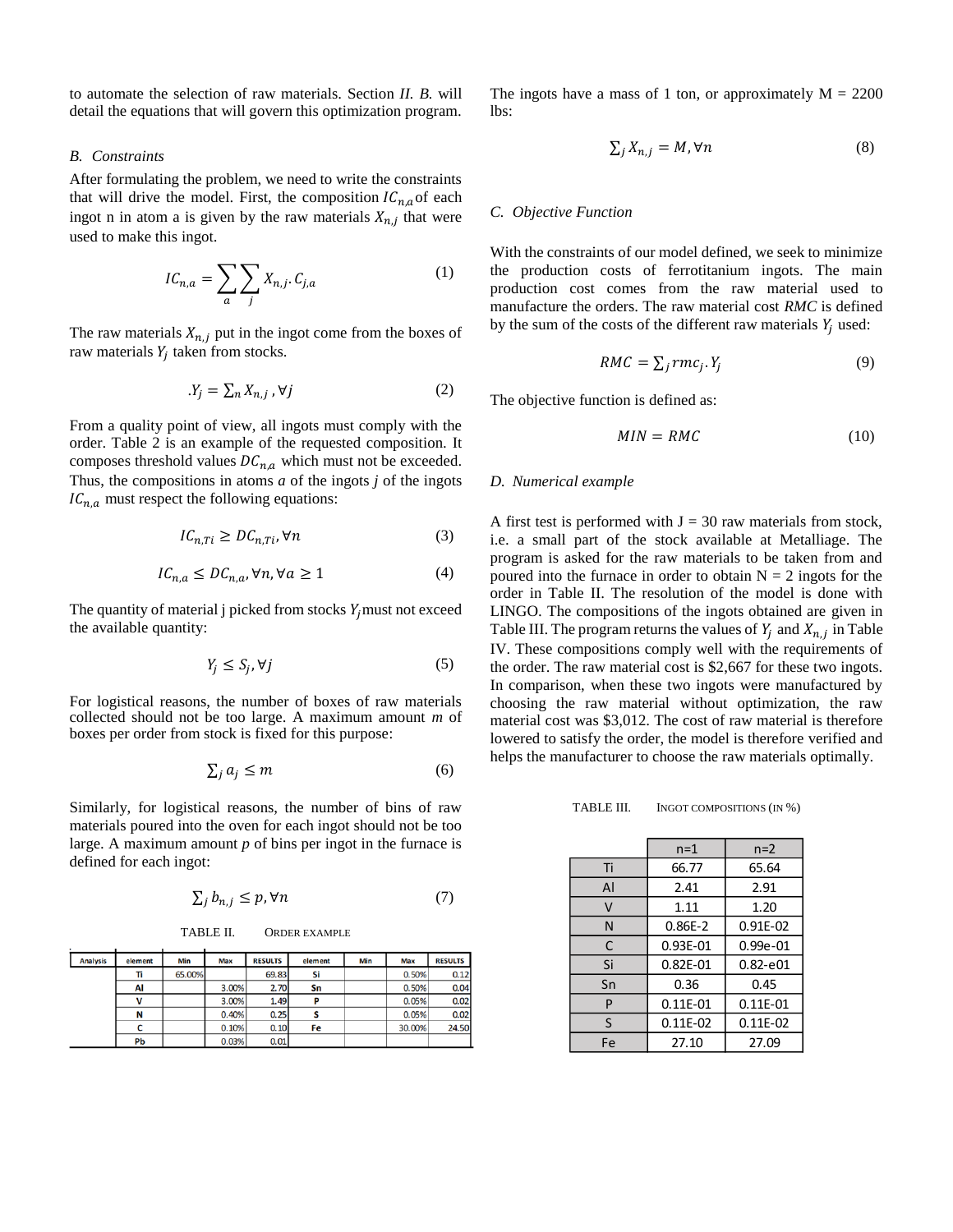to automate the selection of raw materials. Section *II. B.* will detail the equations that will govern this optimization program.

### *B. Constraints*

After formulating the problem, we need to write the constraints that will drive the model. First, the composition $IC_{n,a}$ of each ingot n in atom a is given by the raw materials $X_{n,j}$ that were used to make this ingot.

$$IC_{n,a} = \sum_{a} \sum_{j} X_{n,j} . C_{j,a} \tag{1}$$

The raw materials $X_{n,j}$ put in the ingot come from the boxes of raw materials $Y_j$ taken from stocks.

$$.Y_j = \sum_n X_{n,j} , \forall j \tag{2}$$

From a quality point of view, all ingots must comply with the order. Table 2 is an example of the requested composition. It composes threshold values $DC_{n,a}$ which must not be exceeded. Thus, the compositions in atoms *a* of the ingots *j* of the ingots $IC_{n,a}$ must respect the following equations:

$$IC_{n,Ti} \geq DC_{n,Ti}, \forall n \tag{3}$$

$$IC_{n,a} \leq DC_{n,a}, \forall n, \forall a \geq 1 \tag{4}$$

The quantity of material j picked from stocks $Y_j$ must not exceed the available quantity:

$$Y_j \leq S_j, \forall j \tag{5}$$

For logistical reasons, the number of boxes of raw materials collected should not be too large. A maximum amount *m* of boxes per order from stock is fixed for this purpose:

$$\sum_j a_j \leq m \tag{6}$$

Similarly, for logistical reasons, the number of bins of raw materials poured into the oven for each ingot should not be too large. A maximum amount *p* of bins per ingot in the furnace is defined for each ingot:

$$\sum_j b_{n,j} \leq p, \forall n \tag{7}$$

TABLE II. ORDER EXAMPLE

| Analysis | element | Min | Max | RESULTS | element | Min | Max | RESULTS |
|---|---|---|---|---|---|---|---|---|
| | Ti | 65.00% | | 69.83 | Si | | 0.50% | 0.12 |
| | Al | | 3.00% | 2.70 | Sn | | 0.50% | 0.04 |
| | V | | 3.00% | 1.49 | P | | 0.05% | 0.02 |
| | N | | 0.40% | 0.25 | S | | 0.05% | 0.02 |
| | C | | 0.10% | 0.10 | Fe | | 30.00% | 24.50 |
| | Pb | | 0.03% | 0.01 | | | | |

The ingots have a mass of 1 ton, or approximately M = 2200 lbs:

$$\sum_j X_{n,j} = M, \forall n \tag{8}$$

### *C. Objective Function*

With the constraints of our model defined, we seek to minimize the production costs of ferrotitanium ingots. The main production cost comes from the raw material used to manufacture the orders. The raw material cost *RMC* is defined by the sum of the costs of the different raw materials $Y_j$ used:

$$RMC = \sum_j rmc_j . Y_j \tag{9}$$

The objective function is defined as:

$$MIN = RMC \tag{10}$$

### *D. Numerical example*

A first test is performed with J = 30 raw materials from stock, i.e. a small part of the stock available at Metalliage. The program is asked for the raw materials to be taken from and poured into the furnace in order to obtain N = 2 ingots for the order in Table II. The resolution of the model is done with LINGO. The compositions of the ingots obtained are given in Table III. The program returns the values of $Y_j$ and $X_{n,j}$ in Table IV. These compositions comply well with the requirements of the order. The raw material cost is $2,667 for these two ingots. In comparison, when these two ingots were manufactured by choosing the raw material without optimization, the raw material cost was $3,012. The cost of raw material is therefore lowered to satisfy the order, the model is therefore verified and helps the manufacturer to choose the raw materials optimally.

TABLE III. INGOT COMPOSITIONS (IN %)

| | n=1 | n=2 |
|---|---|---|
| Ti | 66.77 | 65.64 |
| Al | 2.41 | 2.91 |
| V | 1.11 | 1.20 |
| N | 0.86E-2 | 0.91E-02 |
| C | 0.93E-01 | 0.99e-01 |
| Si | 0.82E-01 | 0.82-e01 |
| Sn | 0.36 | 0.45 |
| P | 0.11E-01 | 0.11E-01 |
| S | 0.11E-02 | 0.11E-02 |
| Fe | 27.10 | 27.09 |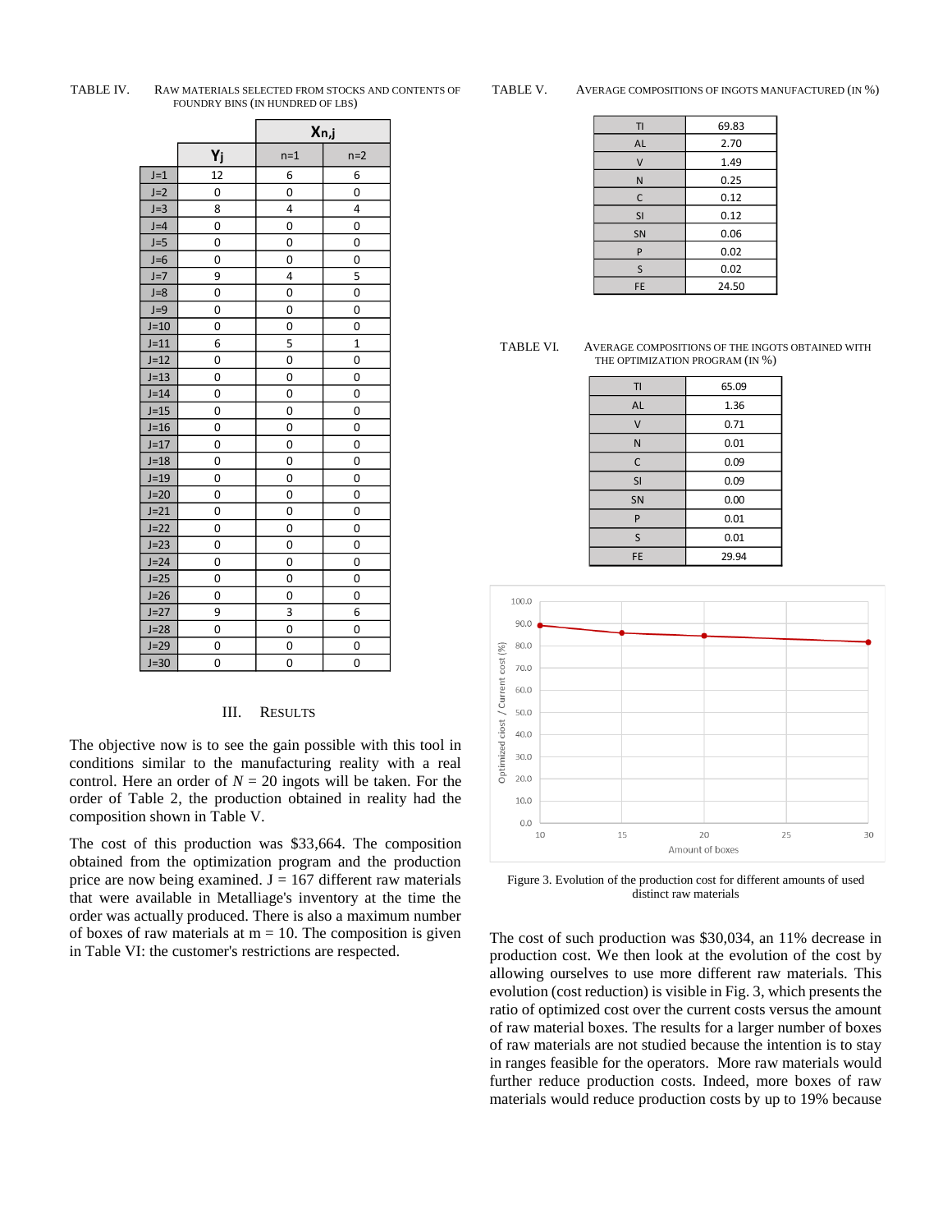TABLE IV. RAW MATERIALS SELECTED FROM STOCKS AND CONTENTS OF FOUNDRY BINS (IN HUNDRED OF LBS)

| | $Y_j$ | $X_{n,j}$ | |
|---|---|---|---|
| | | n=1 | n=2 |
| J=1 | 12 | 6 | 6 |
| J=2 | 0 | 0 | 0 |
| J=3 | 8 | 4 | 4 |
| J=4 | 0 | 0 | 0 |
| J=5 | 0 | 0 | 0 |
| J=6 | 0 | 0 | 0 |
| J=7 | 9 | 4 | 5 |
| J=8 | 0 | 0 | 0 |
| J=9 | 0 | 0 | 0 |
| J=10 | 0 | 0 | 0 |
| J=11 | 6 | 5 | 1 |
| J=12 | 0 | 0 | 0 |
| J=13 | 0 | 0 | 0 |
| J=14 | 0 | 0 | 0 |
| J=15 | 0 | 0 | 0 |
| J=16 | 0 | 0 | 0 |
| J=17 | 0 | 0 | 0 |
| J=18 | 0 | 0 | 0 |
| J=19 | 0 | 0 | 0 |
| J=20 | 0 | 0 | 0 |
| J=21 | 0 | 0 | 0 |
| J=22 | 0 | 0 | 0 |
| J=23 | 0 | 0 | 0 |
| J=24 | 0 | 0 | 0 |
| J=25 | 0 | 0 | 0 |
| J=26 | 0 | 0 | 0 |
| J=27 | 9 | 3 | 6 |
| J=28 | 0 | 0 | 0 |
| J=29 | 0 | 0 | 0 |
| J=30 | 0 | 0 | 0 |

## III. RESULTS

The objective now is to see the gain possible with this tool in conditions similar to the manufacturing reality with a real control. Here an order of $N = 20$ ingots will be taken. For the order of Table 2, the production obtained in reality had the composition shown in Table V.

The cost of this production was $33,664. The composition obtained from the optimization program and the production price are now being examined. J = 167 different raw materials that were available in Metalliage's inventory at the time the order was actually produced. There is also a maximum number of boxes of raw materials at m = 10. The composition is given in Table VI: the customer's restrictions are respected.

TABLE V. AVERAGE COMPOSITIONS OF INGOTS MANUFACTURED (IN %)

| | |
|---|---|
| TI | 69.83 |
| AL | 2.70 |
| V | 1.49 |
| N | 0.25 |
| C | 0.12 |
| SI | 0.12 |
| SN | 0.06 |
| P | 0.02 |
| S | 0.02 |
| FE | 24.50 |

TABLE VI. AVERAGE COMPOSITIONS OF THE INGOTS OBTAINED WITH THE OPTIMIZATION PROGRAM (IN %)

| | |
|---|---|
| TI | 65.09 |
| AL | 1.36 |
| V | 0.71 |
| N | 0.01 |
| C | 0.09 |
| SI | 0.09 |
| SN | 0.00 |
| P | 0.01 |
| S | 0.01 |
| FE | 29.94 |

Figure 3. Evolution of the production cost for different amounts of used distinct raw materials

The cost of such production was $30,034, an 11% decrease in production cost. We then look at the evolution of the cost by allowing ourselves to use more different raw materials. This evolution (cost reduction) is visible in Fig. 3, which presents the ratio of optimized cost over the current costs versus the amount of raw material boxes. The results for a larger number of boxes of raw materials are not studied because the intention is to stay in ranges feasible for the operators. More raw materials would further reduce production costs. Indeed, more boxes of raw materials would reduce production costs by up to 19% because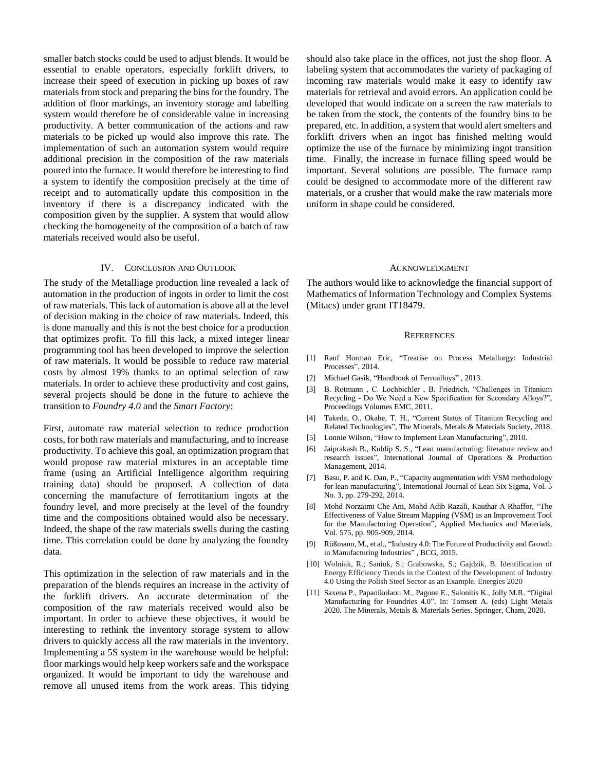smaller batch stocks could be used to adjust blends. It would be essential to enable operators, especially forklift drivers, to increase their speed of execution in picking up boxes of raw materials from stock and preparing the bins for the foundry. The addition of floor markings, an inventory storage and labelling system would therefore be of considerable value in increasing productivity. A better communication of the actions and raw materials to be picked up would also improve this rate. The implementation of such an automation system would require additional precision in the composition of the raw materials poured into the furnace. It would therefore be interesting to find a system to identify the composition precisely at the time of receipt and to automatically update this composition in the inventory if there is a discrepancy indicated with the composition given by the supplier. A system that would allow checking the homogeneity of the composition of a batch of raw materials received would also be useful.

## IV. Conclusion and Outlook

The study of the Metalliage production line revealed a lack of automation in the production of ingots in order to limit the cost of raw materials. This lack of automation is above all at the level of decision making in the choice of raw materials. Indeed, this is done manually and this is not the best choice for a production that optimizes profit. To fill this lack, a mixed integer linear programming tool has been developed to improve the selection of raw materials. It would be possible to reduce raw material costs by almost 19% thanks to an optimal selection of raw materials. In order to achieve these productivity and cost gains, several projects should be done in the future to achieve the transition to *Foundry 4.0* and the *Smart Factory*:

First, automate raw material selection to reduce production costs, for both raw materials and manufacturing, and to increase productivity. To achieve this goal, an optimization program that would propose raw material mixtures in an acceptable time frame (using an Artificial Intelligence algorithm requiring training data) should be proposed. A collection of data concerning the manufacture of ferrotitanium ingots at the foundry level, and more precisely at the level of the foundry time and the compositions obtained would also be necessary. Indeed, the shape of the raw materials swells during the casting time. This correlation could be done by analyzing the foundry data.

This optimization in the selection of raw materials and in the preparation of the blends requires an increase in the activity of the forklift drivers. An accurate determination of the composition of the raw materials received would also be important. In order to achieve these objectives, it would be interesting to rethink the inventory storage system to allow drivers to quickly access all the raw materials in the inventory. Implementing a 5S system in the warehouse would be helpful: floor markings would help keep workers safe and the workspace organized. It would be important to tidy the warehouse and remove all unused items from the work areas. This tidying should also take place in the offices, not just the shop floor. A labeling system that accommodates the variety of packaging of incoming raw materials would make it easy to identify raw materials for retrieval and avoid errors. An application could be developed that would indicate on a screen the raw materials to be taken from the stock, the contents of the foundry bins to be prepared, etc. In addition, a system that would alert smelters and forklift drivers when an ingot has finished melting would optimize the use of the furnace by minimizing ingot transition time. Finally, the increase in furnace filling speed would be important. Several solutions are possible. The furnace ramp could be designed to accommodate more of the different raw materials, or a crusher that would make the raw materials more uniform in shape could be considered.

## Acknowledgment

The authors would like to acknowledge the financial support of Mathematics of Information Technology and Complex Systems (Mitacs) under grant IT18479.

## References

[1] Rauf Hurman Eric, “Treatise on Process Metallurgy: Industrial Processes”, 2014.

[2] Michael Gasik, “Handbook of Ferroalloys” , 2013.

[3] B. Rotmann , C. Lochbichler , B. Friedrich, “Challenges in Titanium Recycling - Do We Need a New Specification for Secondary Alloys?”, Proceedings Volumes EMC, 2011.

[4] Takeda, O., Okabe, T. H., “Current Status of Titanium Recycling and Related Technologies”, The Minerals, Metals & Materials Society, 2018.

[5] Lonnie Wilson, “How to Implement Lean Manufacturing”, 2010.

[6] Jaiprakash B., Kuldip S. S., “Lean manufacturing: literature review and research issues”, International Journal of Operations & Production Management, 2014.

[7] Basu, P. and K. Dan, P., “Capacity augmentation with VSM methodology for lean manufacturing”, International Journal of Lean Six Sigma, Vol. 5 No. 3, pp. 279-292, 2014.

[8] Mohd Norzaimi Che Ani, Mohd Adib Razali, Kauthar A Rhaffor, “The Effectiveness of Value Stream Mapping (VSM) as an Improvement Tool for the Manufacturing Operation”, Applied Mechanics and Materials, Vol. 575, pp. 905-909, 2014.

[9] Rüßmann, M., et al., “Industry 4.0: The Future of Productivity and Growth in Manufacturing Industries” , BCG, 2015.

[10] Wolniak, R.; Saniuk, S.; Grabowska, S.; Gajdzik, B. Identification of Energy Efficiency Trends in the Context of the Development of Industry 4.0 Using the Polish Steel Sector as an Example. Energies 2020

[11] Saxena P., Papanikolaou M., Pagone E., Salonitis K., Jolly M.R. “Digital Manufacturing for Foundries 4.0”. In: Tomsett A. (eds) Light Metals 2020. The Minerals, Metals & Materials Series. Springer, Cham, 2020.